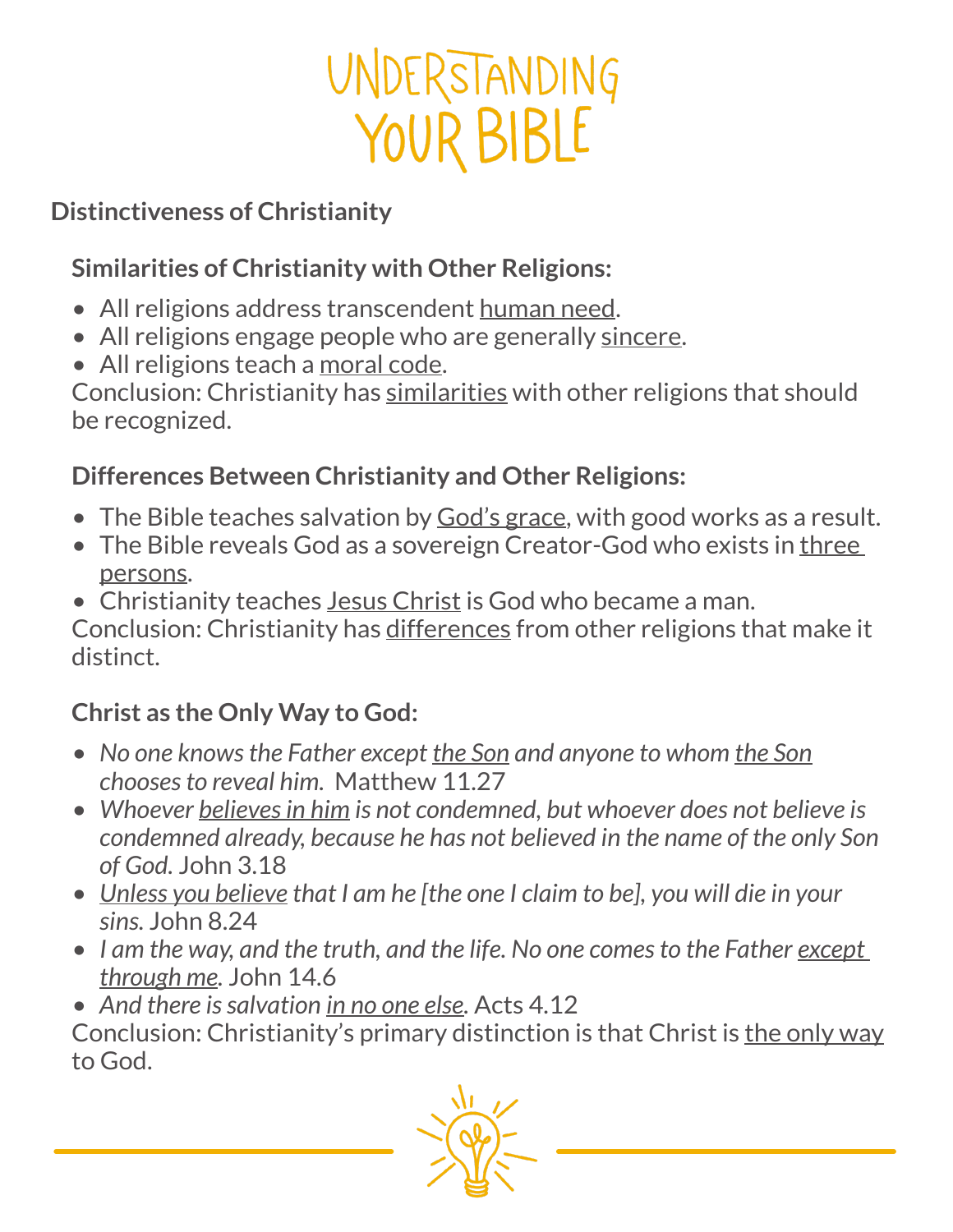# UNDERSTANDING YOUR BIBLE

## Distinctiveness of Christianity

### Similarities of Christianity with Other Religions:

- All religions address transcendent <u>human need</u>.
- All religions engage people who are generally <u>sincere</u>.
- All religions teach a <u>moral code</u>.

Conclusion: Christianity has <u>similarities</u> with other religions that should be recognized.

### Differences Between Christianity and Other Religions:

- The Bible teaches salvation by <u>God's grace</u>, with good works as a result.
- The Bible reveals God as a sovereign Creator-God who exists in <u>three persons</u>.
- Christianity teaches <u>Jesus Christ</u> is God who became a man.

Conclusion: Christianity has <u>differences</u> from other religions that make it distinct.

### Christ as the Only Way to God:

- *No one knows the Father except <u>the Son</u> and anyone to whom <u>the Son</u> chooses to reveal him.* Matthew 11.27
- *Whoever <u>believes in him</u> is not condemned, but whoever does not believe is condemned already, because he has not believed in the name of the only Son of God.* John 3.18
- *<u>Unless you believe</u> that I am he [the one I claim to be], you will die in your sins.* John 8.24
- *I am the way, and the truth, and the life. No one comes to the Father <u>except through me</u>.* John 14.6
- *And there is salvation <u>in no one else</u>.* Acts 4.12

Conclusion: Christianity's primary distinction is that Christ is <u>the only way</u> to God.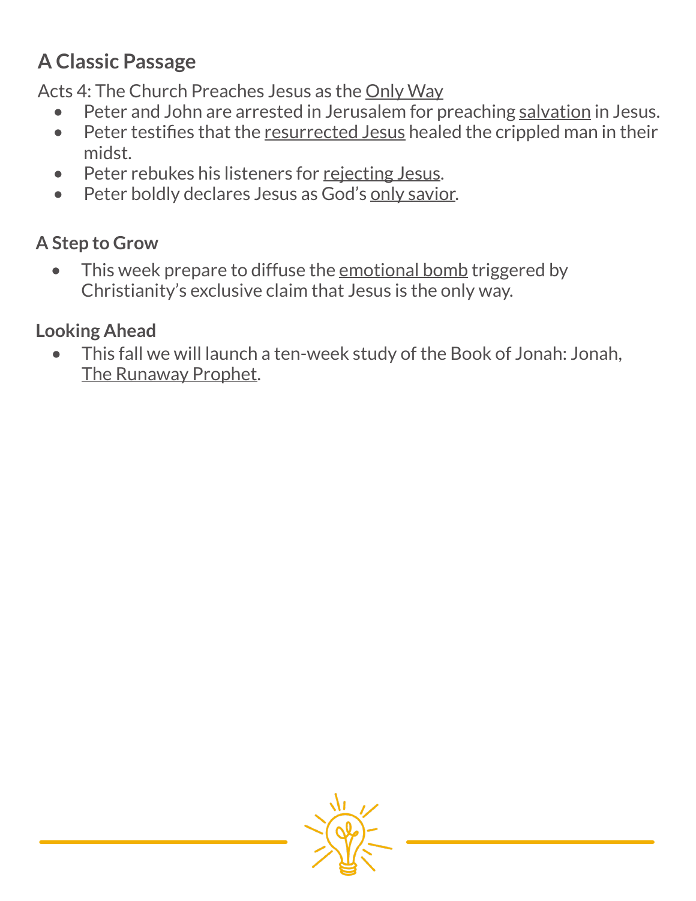## A Classic Passage

Acts 4: The Church Preaches Jesus as the Only Way

- Peter and John are arrested in Jerusalem for preaching salvation in Jesus.
- Peter testifies that the resurrected Jesus healed the crippled man in their midst.
- Peter rebukes his listeners for rejecting Jesus.
- Peter boldly declares Jesus as God's only savior.

### A Step to Grow

- This week prepare to diffuse the emotional bomb triggered by Christianity's exclusive claim that Jesus is the only way.

### Looking Ahead

- This fall we will launch a ten-week study of the Book of Jonah: Jonah, The Runaway Prophet.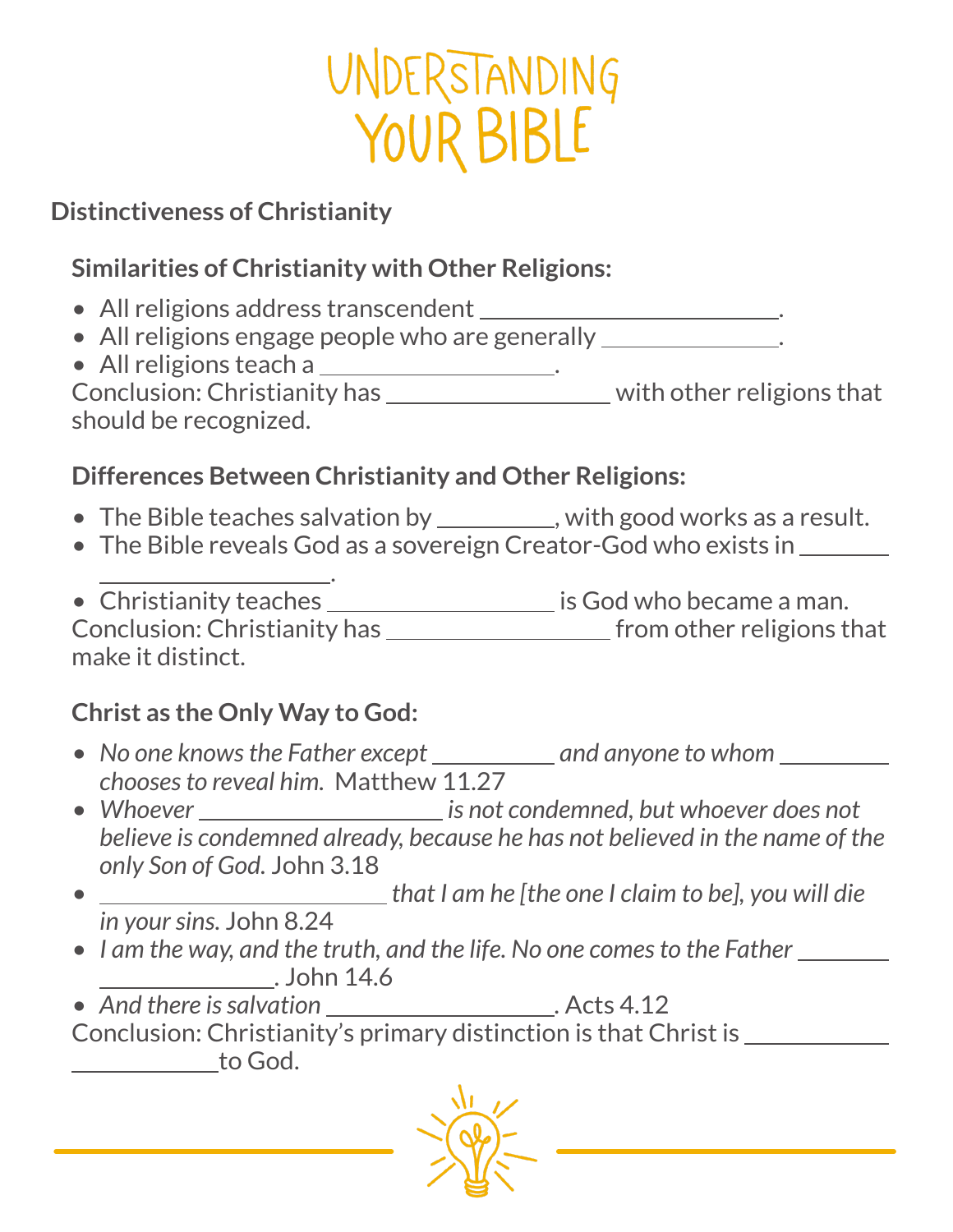# UNDERSTANDING YOUR BIBLE

## Distinctiveness of Christianity

### Similarities of Christianity with Other Religions:

- All religions address transcendent ______________________.
- All religions engage people who are generally _____________.
- All religions teach a __________________.

Conclusion: Christianity has __________________ with other religions that should be recognized.

### Differences Between Christianity and Other Religions:

- The Bible teaches salvation by _________, with good works as a result.
- The Bible reveals God as a sovereign Creator-God who exists in ___________________________.
- Christianity teaches __________________ is God who became a man.

Conclusion: Christianity has __________________ from other religions that make it distinct.

### Christ as the Only Way to God:

- *No one knows the Father except __________ and anyone to whom _________ chooses to reveal him.* Matthew 11.27
- *Whoever ____________________ is not condemned, but whoever does not believe is condemned already, because he has not believed in the name of the only Son of God.* John 3.18
- ________________________ *that I am he [the one I claim to be], you will die in your sins.* John 8.24
- *I am the way, and the truth, and the life. No one comes to the Father* _______________________. John 14.6
- *And there is salvation* __________________. Acts 4.12

Conclusion: Christianity's primary distinction is that Christ is ________________________ to God.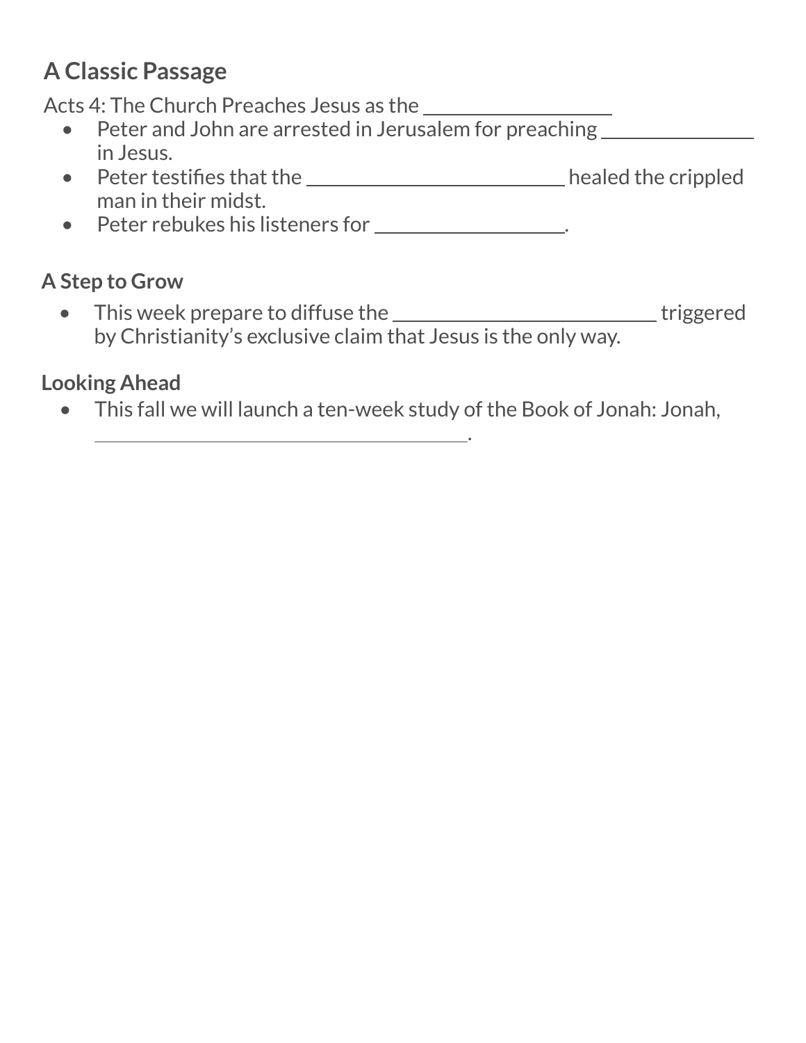## A Classic Passage

Acts 4: The Church Preaches Jesus as the ________________

- Peter and John are arrested in Jerusalem for preaching ______________ in Jesus.
- Peter testifies that the ________________________ healed the crippled man in their midst.
- Peter rebukes his listeners for ________________.

### A Step to Grow

- This week prepare to diffuse the ________________________ triggered by Christianity's exclusive claim that Jesus is the only way.

### Looking Ahead

- This fall we will launch a ten-week study of the Book of Jonah: Jonah, ________________________________.